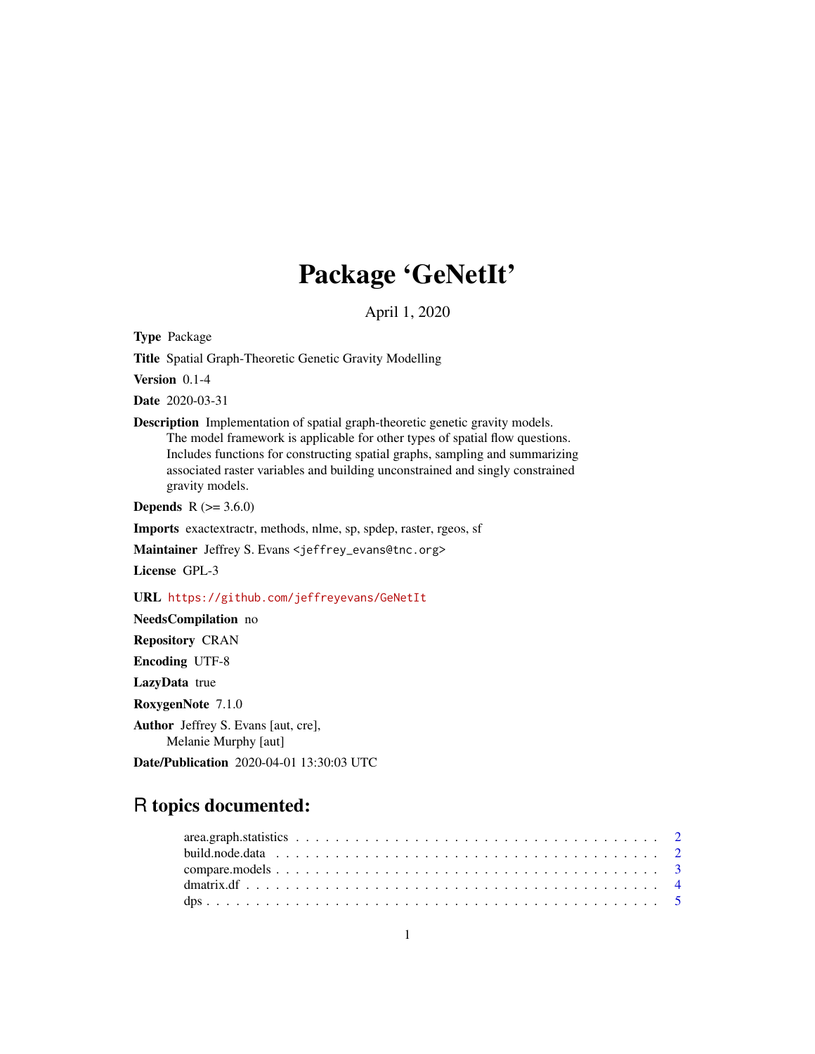# Package 'GeNetIt'

April 1, 2020

**Type** Package

**Title** Spatial Graph-Theoretic Genetic Gravity Modelling

**Version** 0.1-4

**Date** 2020-03-31

**Description** Implementation of spatial graph-theoretic genetic gravity models. The model framework is applicable for other types of spatial flow questions. Includes functions for constructing spatial graphs, sampling and summarizing associated raster variables and building unconstrained and singly constrained gravity models.

**Depends** R (>= 3.6.0)

**Imports** exactextractr, methods, nlme, sp, spdep, raster, rgeos, sf

**Maintainer** Jeffrey S. Evans <jeffrey_evans@tnc.org>

**License** GPL-3

**URL** https://github.com/jeffreyevans/GeNetIt

**NeedsCompilation** no

**Repository** CRAN

**Encoding** UTF-8

**LazyData** true

**RoxygenNote** 7.1.0

**Author** Jeffrey S. Evans [aut, cre], Melanie Murphy [aut]

**Date/Publication** 2020-04-01 13:30:03 UTC

## R topics documented:

- area.graph.statistics . . . . . . . . . . . . . . . . . . . . . . . . . . . . . . . . . . . . . . . 2
- build.node.data . . . . . . . . . . . . . . . . . . . . . . . . . . . . . . . . . . . . . . . . . 2
- compare.models . . . . . . . . . . . . . . . . . . . . . . . . . . . . . . . . . . . . . . . . . 3
- dmatrix.df . . . . . . . . . . . . . . . . . . . . . . . . . . . . . . . . . . . . . . . . . . . . 4
- dps . . . . . . . . . . . . . . . . . . . . . . . . . . . . . . . . . . . . . . . . . . . . . . . 5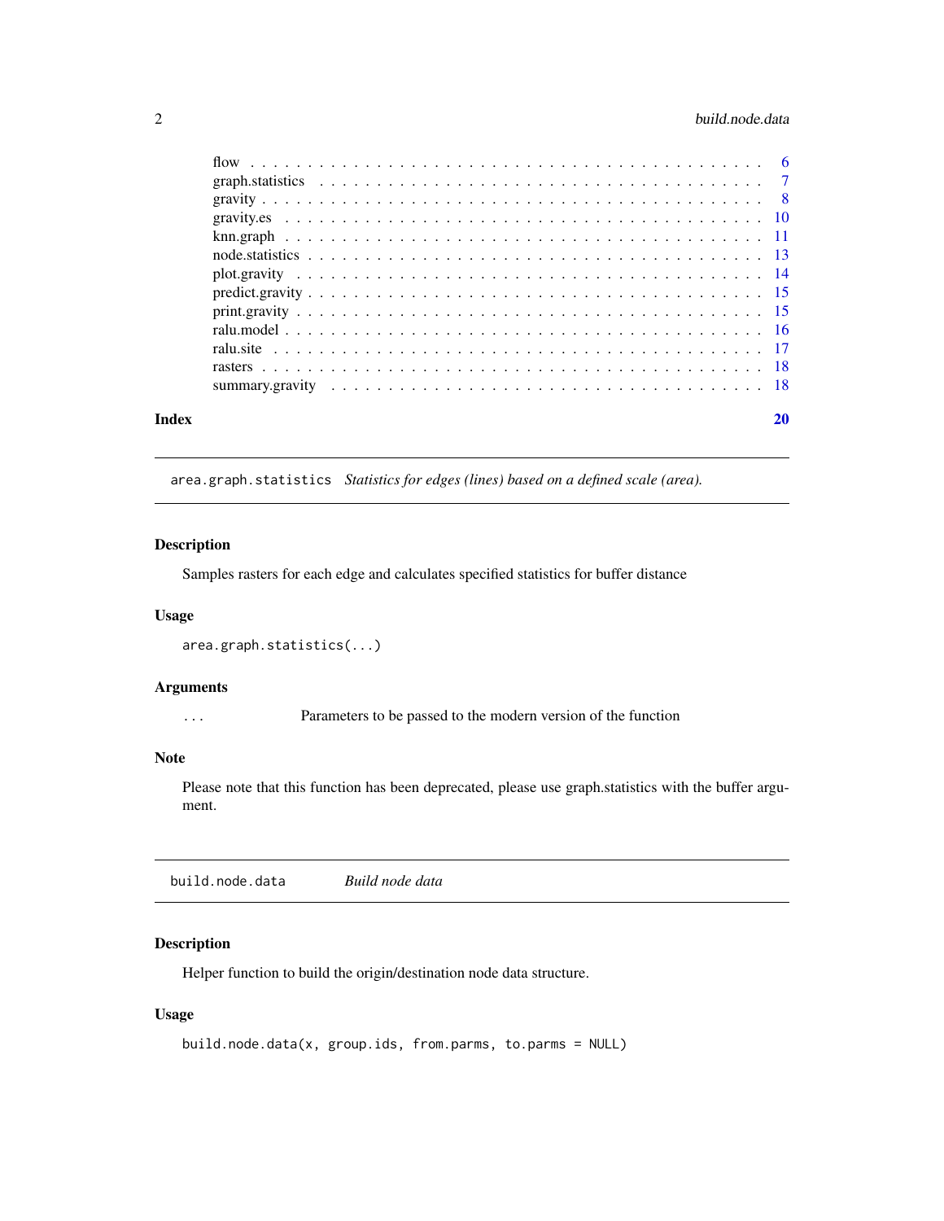| | |
|---|---|
| flow | 6 |
| graph.statistics | 7 |
| gravity | 8 |
| gravity.es | 10 |
| knn.graph | 11 |
| node.statistics | 13 |
| plot.gravity | 14 |
| predict.gravity | 15 |
| print.gravity | 15 |
| ralu.model | 16 |
| ralu.site | 17 |
| rasters | 18 |
| summary.gravity | 18 |
| **Index** | **20** |

---

## `area.graph.statistics` *Statistics for edges (lines) based on a defined scale (area).*

### Description

Samples rasters for each edge and calculates specified statistics for buffer distance

### Usage

```
area.graph.statistics(...)
```

### Arguments

`...` Parameters to be passed to the modern version of the function

### Note

Please note that this function has been deprecated, please use graph.statistics with the buffer argument.

---

## `build.node.data` *Build node data*

### Description

Helper function to build the origin/destination node data structure.

### Usage

```
build.node.data(x, group.ids, from.parms, to.parms = NULL)
```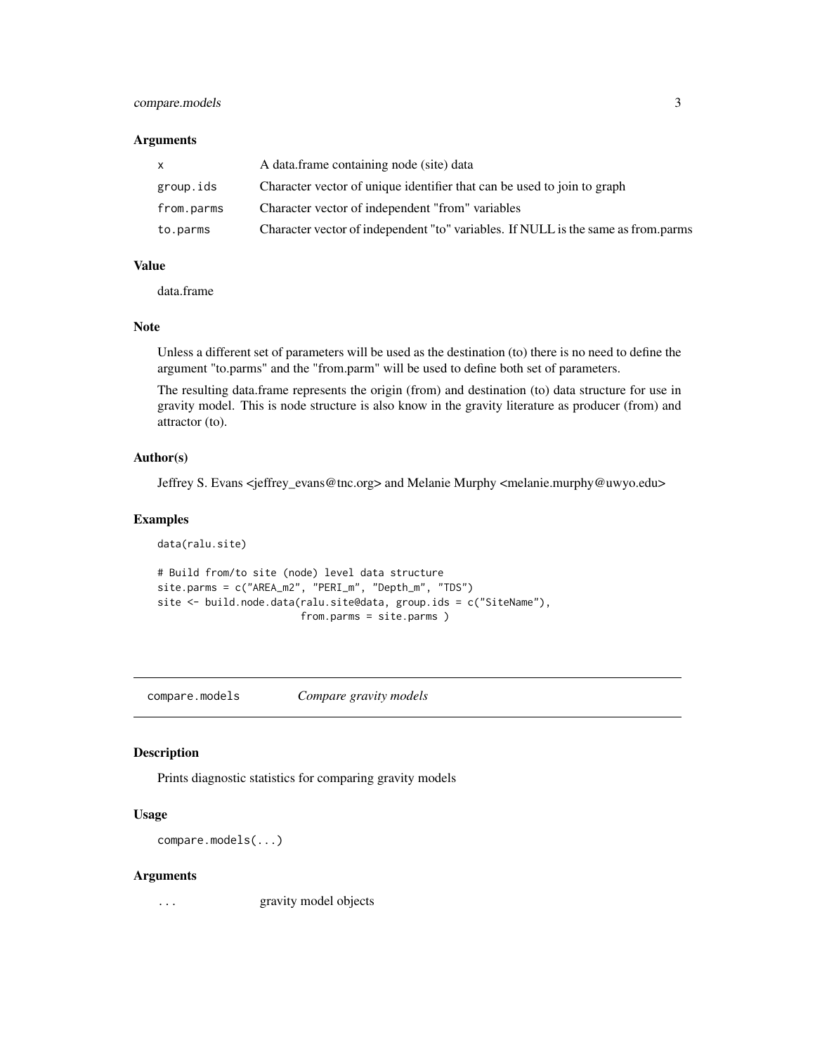### Arguments

| | |
|---|---|
| `x` | A data.frame containing node (site) data |
| `group.ids` | Character vector of unique identifier that can be used to join to graph |
| `from.parms` | Character vector of independent "from" variables |
| `to.parms` | Character vector of independent "to" variables. If NULL is the same as from.parms |

### Value

data.frame

### Note

Unless a different set of parameters will be used as the destination (to) there is no need to define the argument "to.parms" and the "from.parm" will be used to define both set of parameters.

The resulting data.frame represents the origin (from) and destination (to) data structure for use in gravity model. This is node structure is also know in the gravity literature as producer (from) and attractor (to).

### Author(s)

Jeffrey S. Evans <jeffrey_evans@tnc.org> and Melanie Murphy <melanie.murphy@uwyo.edu>

### Examples

```
data(ralu.site)

# Build from/to site (node) level data structure
site.parms = c("AREA_m2", "PERI_m", "Depth_m", "TDS")
site <- build.node.data(ralu.site@data, group.ids = c("SiteName"),
                        from.parms = site.parms )
```

---

## compare.models    *Compare gravity models*

### Description

Prints diagnostic statistics for comparing gravity models

### Usage

```
compare.models(...)
```

### Arguments

| | |
|---|---|
| `...` | gravity model objects |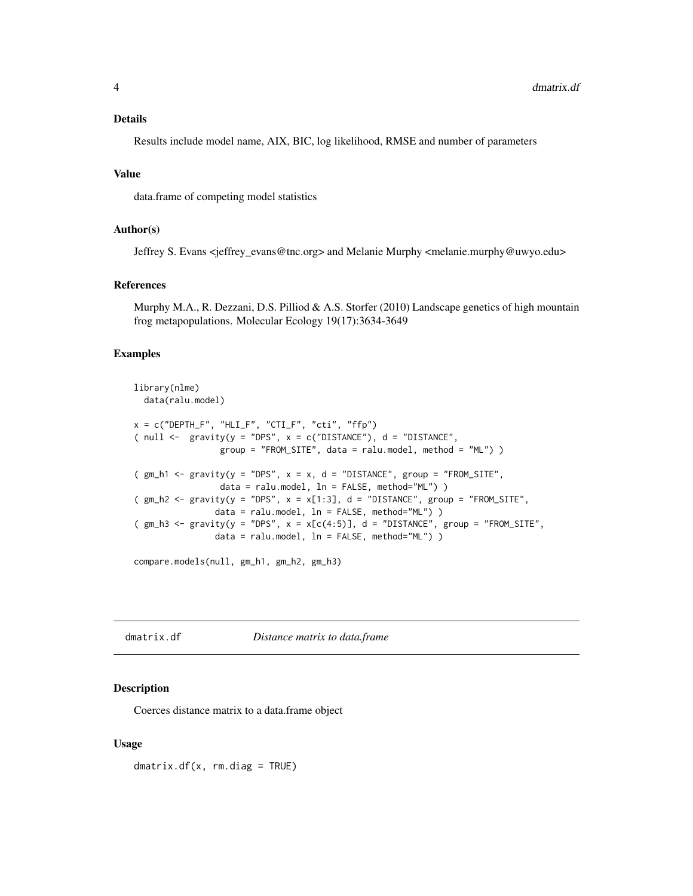### Details

Results include model name, AIX, BIC, log likelihood, RMSE and number of parameters

### Value

data.frame of competing model statistics

### Author(s)

Jeffrey S. Evans <jeffrey_evans@tnc.org> and Melanie Murphy <melanie.murphy@uwyo.edu>

### References

Murphy M.A., R. Dezzani, D.S. Pilliod & A.S. Storfer (2010) Landscape genetics of high mountain frog metapopulations. Molecular Ecology 19(17):3634-3649

### Examples

```
library(nlme)
  data(ralu.model)

x = c("DEPTH_F", "HLI_F", "CTI_F", "cti", "ffp")
( null <-  gravity(y = "DPS", x = c("DISTANCE"), d = "DISTANCE",
                 group = "FROM_SITE", data = ralu.model, method = "ML") )

( gm_h1 <- gravity(y = "DPS", x = x, d = "DISTANCE", group = "FROM_SITE",
                 data = ralu.model, ln = FALSE, method="ML") )
( gm_h2 <- gravity(y = "DPS", x = x[1:3], d = "DISTANCE", group = "FROM_SITE",
                data = ralu.model, ln = FALSE, method="ML") )
( gm_h3 <- gravity(y = "DPS", x = x[c(4:5)], d = "DISTANCE", group = "FROM_SITE",
                data = ralu.model, ln = FALSE, method="ML") )

compare.models(null, gm_h1, gm_h2, gm_h3)
```

---

## dmatrix.df *Distance matrix to data.frame*

### Description

Coerces distance matrix to a data.frame object

### Usage

```
dmatrix.df(x, rm.diag = TRUE)
```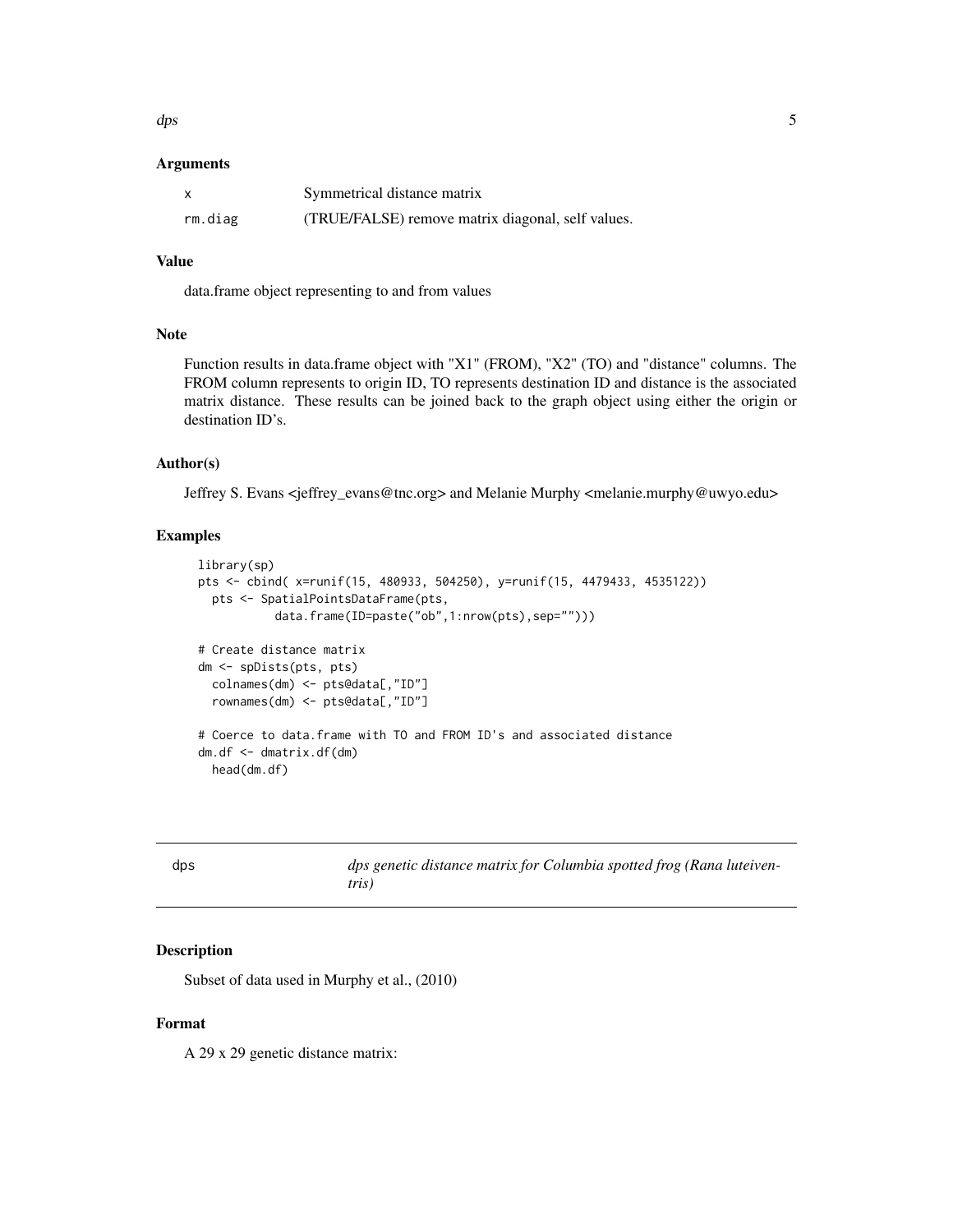### Arguments

| | |
|---|---|
| x | Symmetrical distance matrix |
| rm.diag | (TRUE/FALSE) remove matrix diagonal, self values. |

### Value

data.frame object representing to and from values

### Note

Function results in data.frame object with "X1" (FROM), "X2" (TO) and "distance" columns. The FROM column represents to origin ID, TO represents destination ID and distance is the associated matrix distance. These results can be joined back to the graph object using either the origin or destination ID's.

### Author(s)

Jeffrey S. Evans <jeffrey_evans@tnc.org> and Melanie Murphy <melanie.murphy@uwyo.edu>

### Examples

```
library(sp)
pts <- cbind( x=runif(15, 480933, 504250), y=runif(15, 4479433, 4535122))
  pts <- SpatialPointsDataFrame(pts,
           data.frame(ID=paste("ob",1:nrow(pts),sep="")))

# Create distance matrix
dm <- spDists(pts, pts)
  colnames(dm) <- pts@data[,"ID"]
  rownames(dm) <- pts@data[,"ID"]

# Coerce to data.frame with TO and FROM ID's and associated distance
dm.df <- dmatrix.df(dm)
  head(dm.df)
```

---

## dps — *dps genetic distance matrix for Columbia spotted frog (Rana luteiventris)*

### Description

Subset of data used in Murphy et al., (2010)

### Format

A 29 x 29 genetic distance matrix: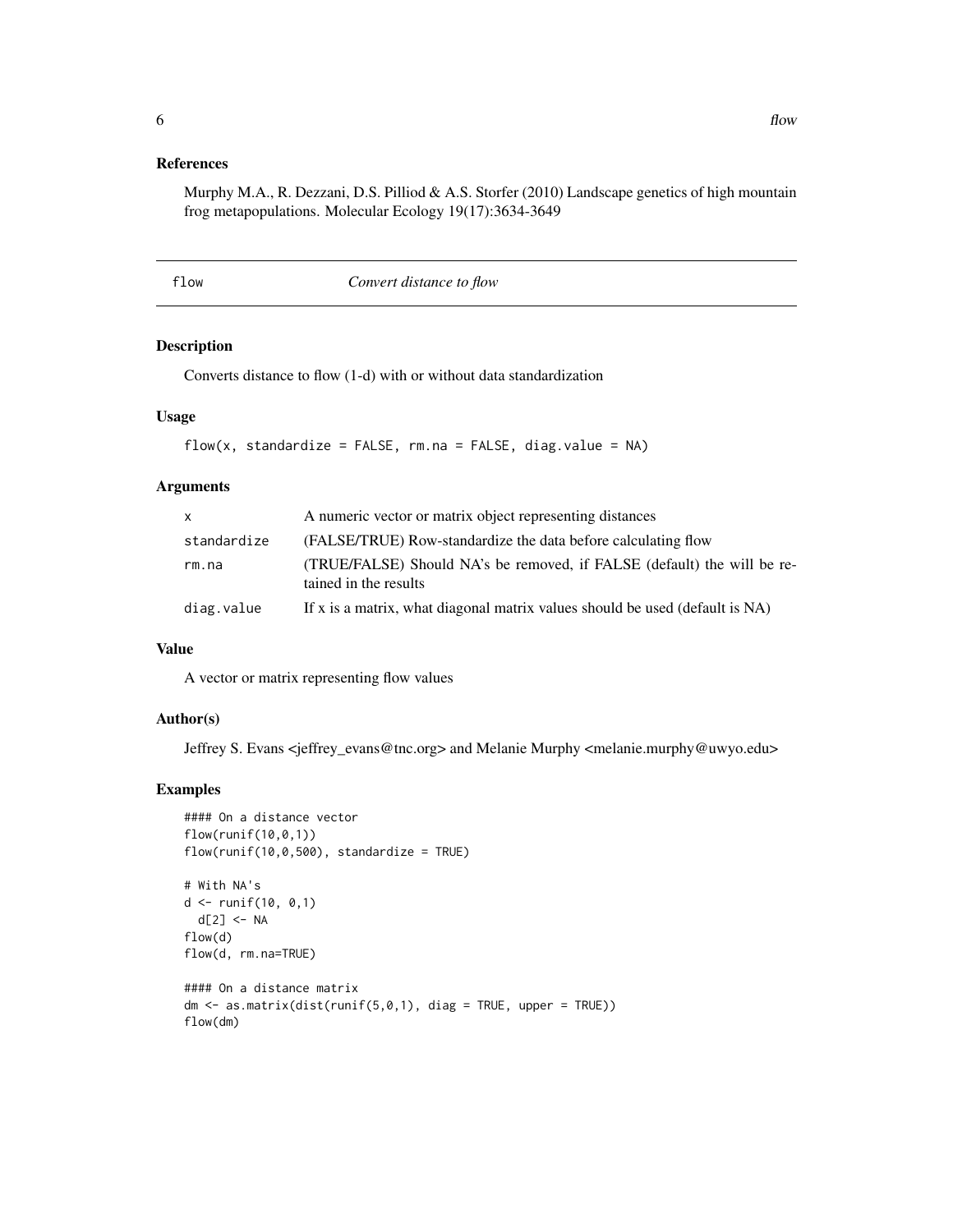## References

Murphy M.A., R. Dezzani, D.S. Pilliod & A.S. Storfer (2010) Landscape genetics of high mountain frog metapopulations. Molecular Ecology 19(17):3634-3649

---

# flow *Convert distance to flow*

---

## Description

Converts distance to flow (1-d) with or without data standardization

## Usage

```
flow(x, standardize = FALSE, rm.na = FALSE, diag.value = NA)
```

## Arguments

| | |
|---|---|
| x | A numeric vector or matrix object representing distances |
| standardize | (FALSE/TRUE) Row-standardize the data before calculating flow |
| rm.na | (TRUE/FALSE) Should NA's be removed, if FALSE (default) the will be retained in the results |
| diag.value | If x is a matrix, what diagonal matrix values should be used (default is NA) |

## Value

A vector or matrix representing flow values

## Author(s)

Jeffrey S. Evans <jeffrey_evans@tnc.org> and Melanie Murphy <melanie.murphy@uwyo.edu>

## Examples

```
#### On a distance vector
flow(runif(10,0,1))
flow(runif(10,0,500), standardize = TRUE)

# With NA's
d <- runif(10, 0,1)
  d[2] <- NA
flow(d)
flow(d, rm.na=TRUE)

#### On a distance matrix
dm <- as.matrix(dist(runif(5,0,1), diag = TRUE, upper = TRUE))
flow(dm)
```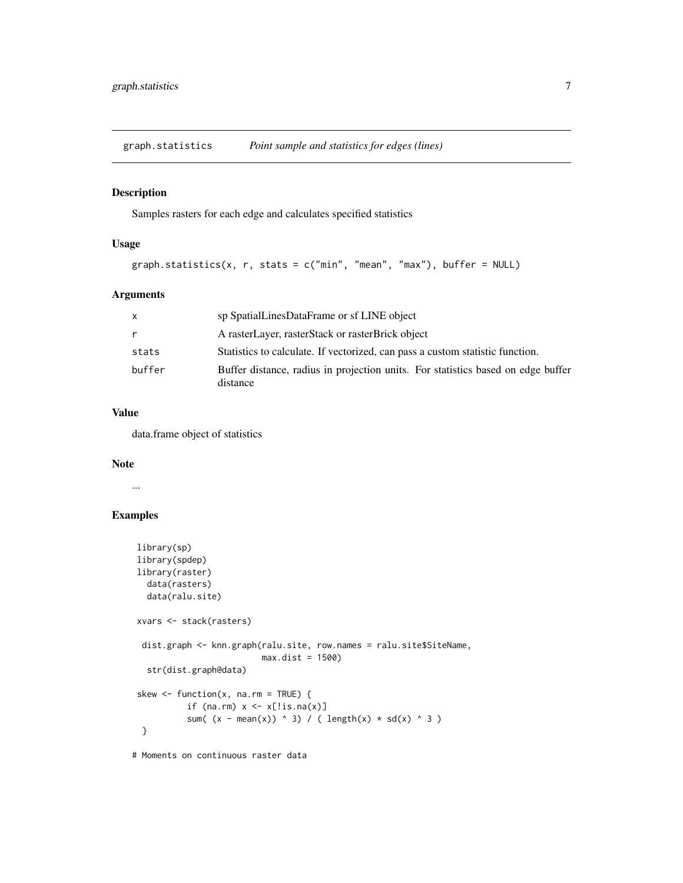## graph.statistics — *Point sample and statistics for edges (lines)*

### Description

Samples rasters for each edge and calculates specified statistics

### Usage

```
graph.statistics(x, r, stats = c("min", "mean", "max"), buffer = NULL)
```

### Arguments

| | |
|---|---|
| x | sp SpatialLinesDataFrame or sf LINE object |
| r | A rasterLayer, rasterStack or rasterBrick object |
| stats | Statistics to calculate. If vectorized, can pass a custom statistic function. |
| buffer | Buffer distance, radius in projection units. For statistics based on edge buffer distance |

### Value

data.frame object of statistics

### Note

...

### Examples

```
 library(sp)
 library(spdep)
 library(raster)
   data(rasters)
   data(ralu.site)

 xvars <- stack(rasters)

  dist.graph <- knn.graph(ralu.site, row.names = ralu.site$SiteName,
                          max.dist = 1500)
   str(dist.graph@data)

 skew <- function(x, na.rm = TRUE) {
           if (na.rm) x <- x[!is.na(x)]
           sum( (x - mean(x)) ^ 3) / ( length(x) * sd(x) ^ 3 )
  }

# Moments on continuous raster data
```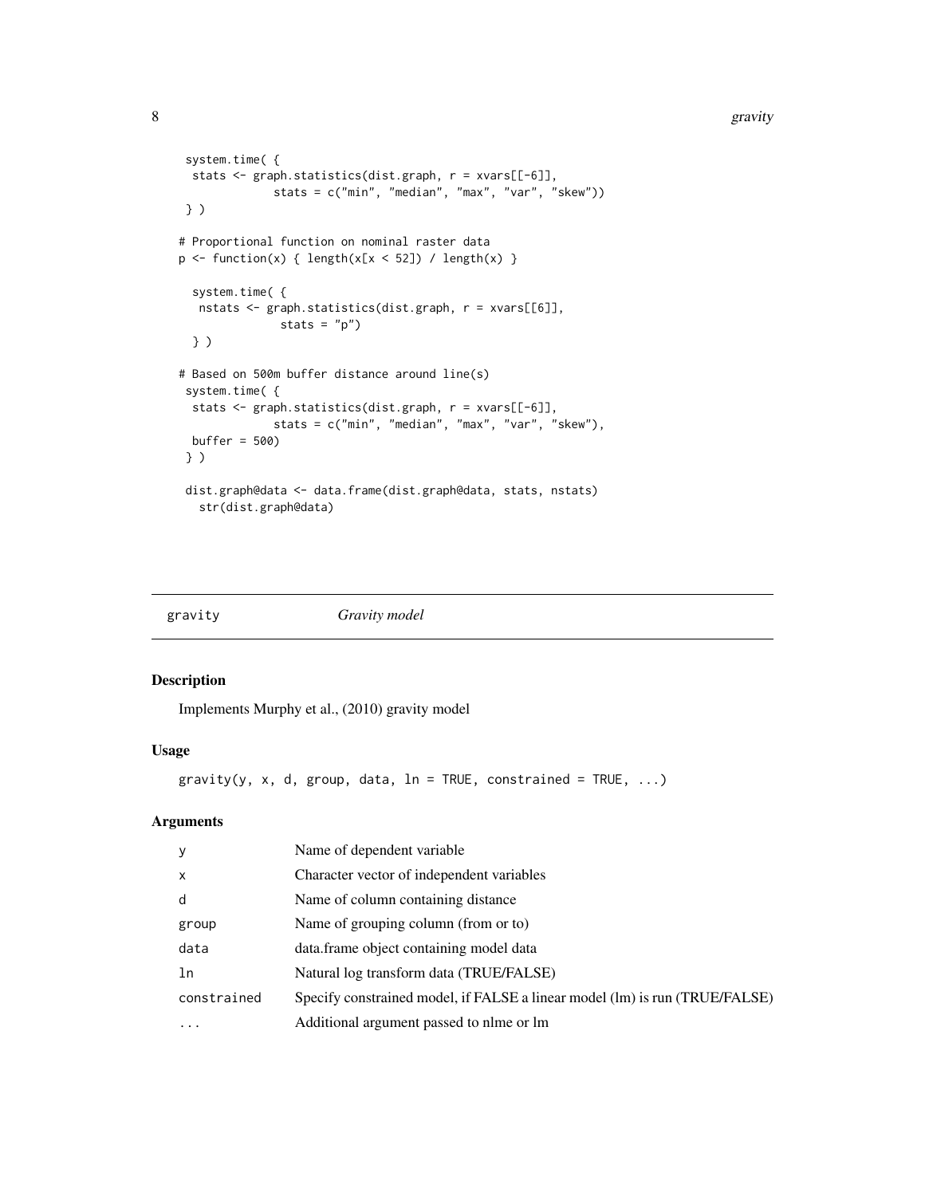```
system.time( {
  stats <- graph.statistics(dist.graph, r = xvars[[-6]],
             stats = c("min", "median", "max", "var", "skew"))
} )

# Proportional function on nominal raster data
p <- function(x) { length(x[x < 52]) / length(x) }

  system.time( {
   nstats <- graph.statistics(dist.graph, r = xvars[[6]],
              stats = "p")
  } )

# Based on 500m buffer distance around line(s)
 system.time( {
  stats <- graph.statistics(dist.graph, r = xvars[[-6]],
             stats = c("min", "median", "max", "var", "skew"),
  buffer = 500)
 } )

 dist.graph@data <- data.frame(dist.graph@data, stats, nstats)
   str(dist.graph@data)
```

## gravity *Gravity model*

### Description

Implements Murphy et al., (2010) gravity model

### Usage

```
gravity(y, x, d, group, data, ln = TRUE, constrained = TRUE, ...)
```

### Arguments

| | |
|---|---|
| `y` | Name of dependent variable |
| `x` | Character vector of independent variables |
| `d` | Name of column containing distance |
| `group` | Name of grouping column (from or to) |
| `data` | data.frame object containing model data |
| `ln` | Natural log transform data (TRUE/FALSE) |
| `constrained` | Specify constrained model, if FALSE a linear model (lm) is run (TRUE/FALSE) |
| `...` | Additional argument passed to nlme or lm |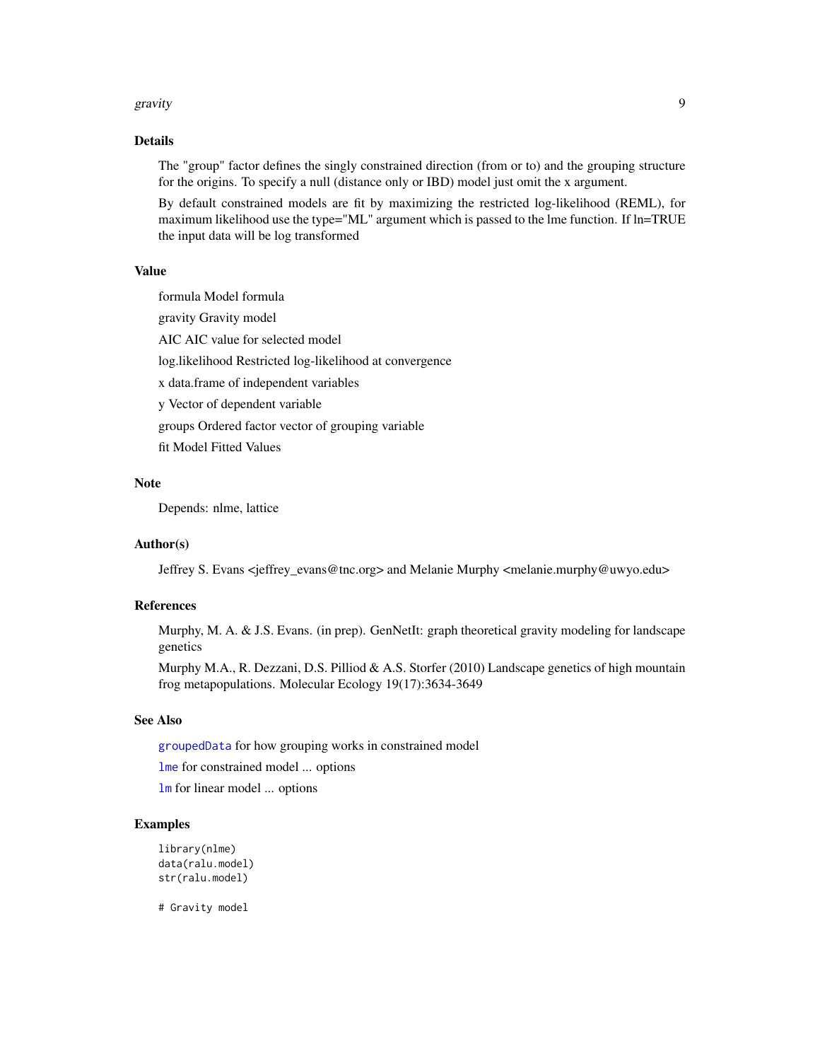## Details

The "group" factor defines the singly constrained direction (from or to) and the grouping structure for the origins. To specify a null (distance only or IBD) model just omit the x argument.

By default constrained models are fit by maximizing the restricted log-likelihood (REML), for maximum likelihood use the type="ML" argument which is passed to the lme function. If ln=TRUE the input data will be log transformed

## Value

formula Model formula

gravity Gravity model

AIC AIC value for selected model

log.likelihood Restricted log-likelihood at convergence

x data.frame of independent variables

y Vector of dependent variable

groups Ordered factor vector of grouping variable

fit Model Fitted Values

## Note

Depends: nlme, lattice

## Author(s)

Jeffrey S. Evans <jeffrey_evans@tnc.org> and Melanie Murphy <melanie.murphy@uwyo.edu>

## References

Murphy, M. A. & J.S. Evans. (in prep). GenNetIt: graph theoretical gravity modeling for landscape genetics

Murphy M.A., R. Dezzani, D.S. Pilliod & A.S. Storfer (2010) Landscape genetics of high mountain frog metapopulations. Molecular Ecology 19(17):3634-3649

## See Also

groupedData for how grouping works in constrained model

lme for constrained model ... options

lm for linear model ... options

## Examples

```
library(nlme)
data(ralu.model)
str(ralu.model)

# Gravity model
```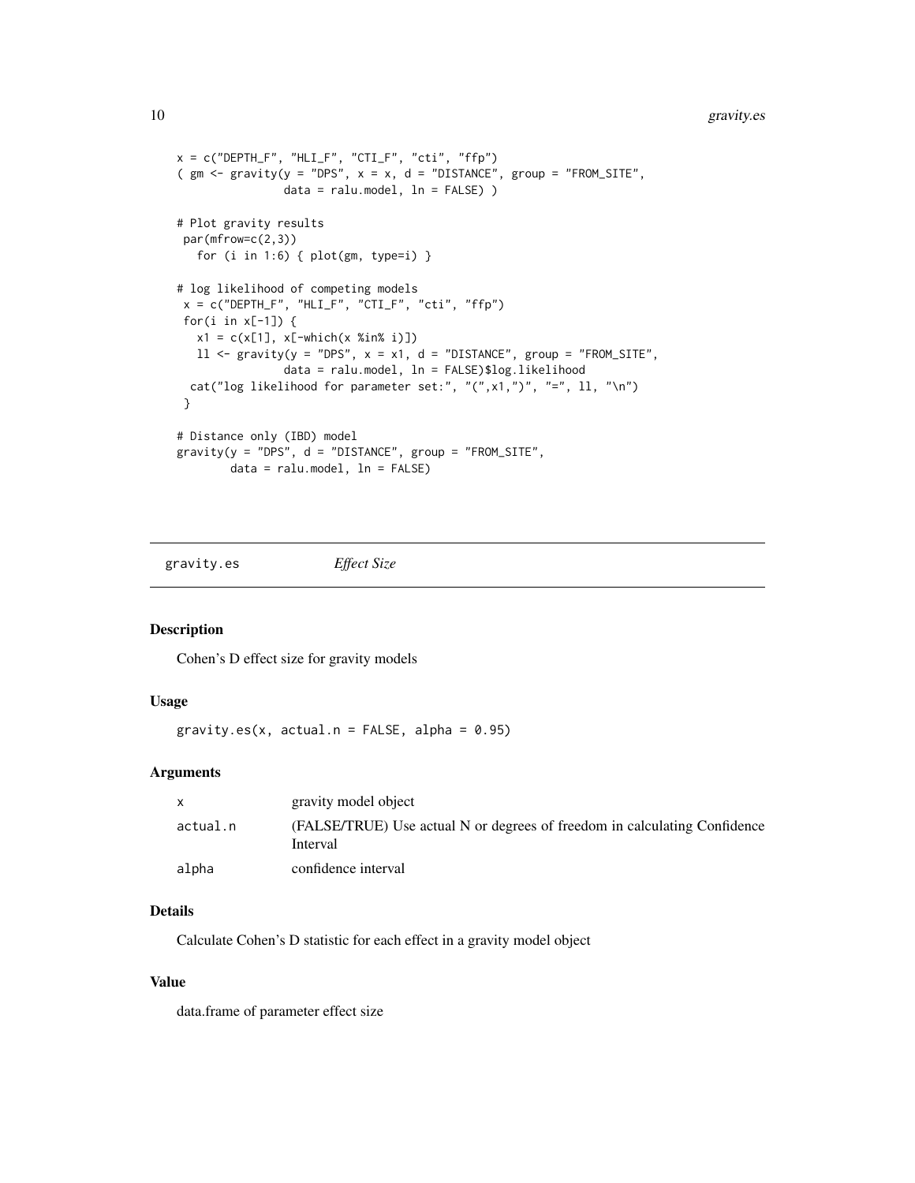```
x = c("DEPTH_F", "HLI_F", "CTI_F", "cti", "ffp")
( gm <- gravity(y = "DPS", x = x, d = "DISTANCE", group = "FROM_SITE",
                data = ralu.model, ln = FALSE) )

# Plot gravity results
 par(mfrow=c(2,3))
   for (i in 1:6) { plot(gm, type=i) }

# log likelihood of competing models
 x = c("DEPTH_F", "HLI_F", "CTI_F", "cti", "ffp")
 for(i in x[-1]) {
   x1 = c(x[1], x[-which(x %in% i)])
   ll <- gravity(y = "DPS", x = x1, d = "DISTANCE", group = "FROM_SITE",
                data = ralu.model, ln = FALSE)$log.likelihood
  cat("log likelihood for parameter set:", "(",x1,")", "=", ll, "\n")
 }

# Distance only (IBD) model
gravity(y = "DPS", d = "DISTANCE", group = "FROM_SITE",
        data = ralu.model, ln = FALSE)
```

## gravity.es *Effect Size*

### Description

Cohen's D effect size for gravity models

### Usage

```
gravity.es(x, actual.n = FALSE, alpha = 0.95)
```

### Arguments

| | |
|---|---|
| x | gravity model object |
| actual.n | (FALSE/TRUE) Use actual N or degrees of freedom in calculating Confidence Interval |
| alpha | confidence interval |

### Details

Calculate Cohen's D statistic for each effect in a gravity model object

### Value

data.frame of parameter effect size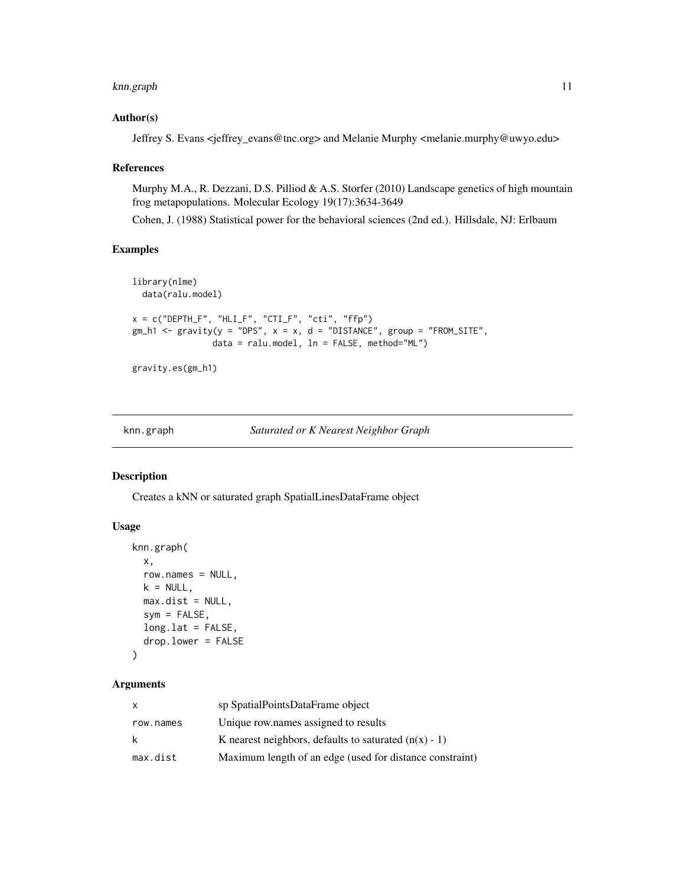## Author(s)

Jeffrey S. Evans <jeffrey_evans@tnc.org> and Melanie Murphy <melanie.murphy@uwyo.edu>

## References

Murphy M.A., R. Dezzani, D.S. Pilliod & A.S. Storfer (2010) Landscape genetics of high mountain frog metapopulations. Molecular Ecology 19(17):3634-3649

Cohen, J. (1988) Statistical power for the behavioral sciences (2nd ed.). Hillsdale, NJ: Erlbaum

## Examples

```
library(nlme)
  data(ralu.model)

x = c("DEPTH_F", "HLI_F", "CTI_F", "cti", "ffp")
gm_h1 <- gravity(y = "DPS", x = x, d = "DISTANCE", group = "FROM_SITE",
                 data = ralu.model, ln = FALSE, method="ML")

gravity.es(gm_h1)
```

---

# knn.graph — *Saturated or K Nearest Neighbor Graph*

## Description

Creates a kNN or saturated graph SpatialLinesDataFrame object

## Usage

```
knn.graph(
  x,
  row.names = NULL,
  k = NULL,
  max.dist = NULL,
  sym = FALSE,
  long.lat = FALSE,
  drop.lower = FALSE
)
```

## Arguments

| | |
|---|---|
| x | sp SpatialPointsDataFrame object |
| row.names | Unique row.names assigned to results |
| k | K nearest neighbors, defaults to saturated (n(x) - 1) |
| max.dist | Maximum length of an edge (used for distance constraint) |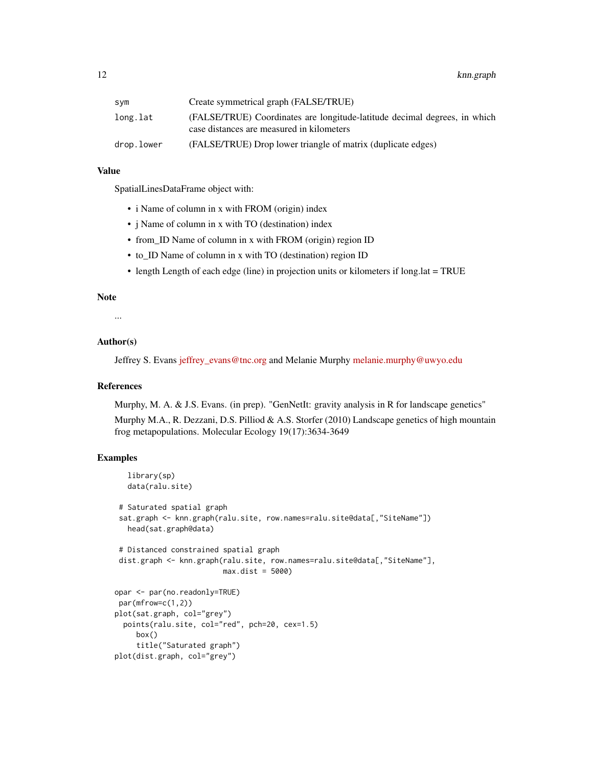| | |
|---|---|
| sym | Create symmetrical graph (FALSE/TRUE) |
| long.lat | (FALSE/TRUE) Coordinates are longitude-latitude decimal degrees, in which case distances are measured in kilometers |
| drop.lower | (FALSE/TRUE) Drop lower triangle of matrix (duplicate edges) |

### Value

SpatialLinesDataFrame object with:

- i Name of column in x with FROM (origin) index
- j Name of column in x with TO (destination) index
- from_ID Name of column in x with FROM (origin) region ID
- to_ID Name of column in x with TO (destination) region ID
- length Length of each edge (line) in projection units or kilometers if long.lat = TRUE

### Note

...

### Author(s)

Jeffrey S. Evans jeffrey_evans@tnc.org and Melanie Murphy melanie.murphy@uwyo.edu

### References

Murphy, M. A. & J.S. Evans. (in prep). "GenNetIt: gravity analysis in R for landscape genetics"

Murphy M.A., R. Dezzani, D.S. Pilliod & A.S. Storfer (2010) Landscape genetics of high mountain frog metapopulations. Molecular Ecology 19(17):3634-3649

### Examples

```
   library(sp)
   data(ralu.site)

 # Saturated spatial graph
 sat.graph <- knn.graph(ralu.site, row.names=ralu.site@data[,"SiteName"])
   head(sat.graph@data)

 # Distanced constrained spatial graph
 dist.graph <- knn.graph(ralu.site, row.names=ralu.site@data[,"SiteName"],
                         max.dist = 5000)

opar <- par(no.readonly=TRUE)
 par(mfrow=c(1,2))
plot(sat.graph, col="grey")
  points(ralu.site, col="red", pch=20, cex=1.5)
     box()
     title("Saturated graph")
plot(dist.graph, col="grey")
```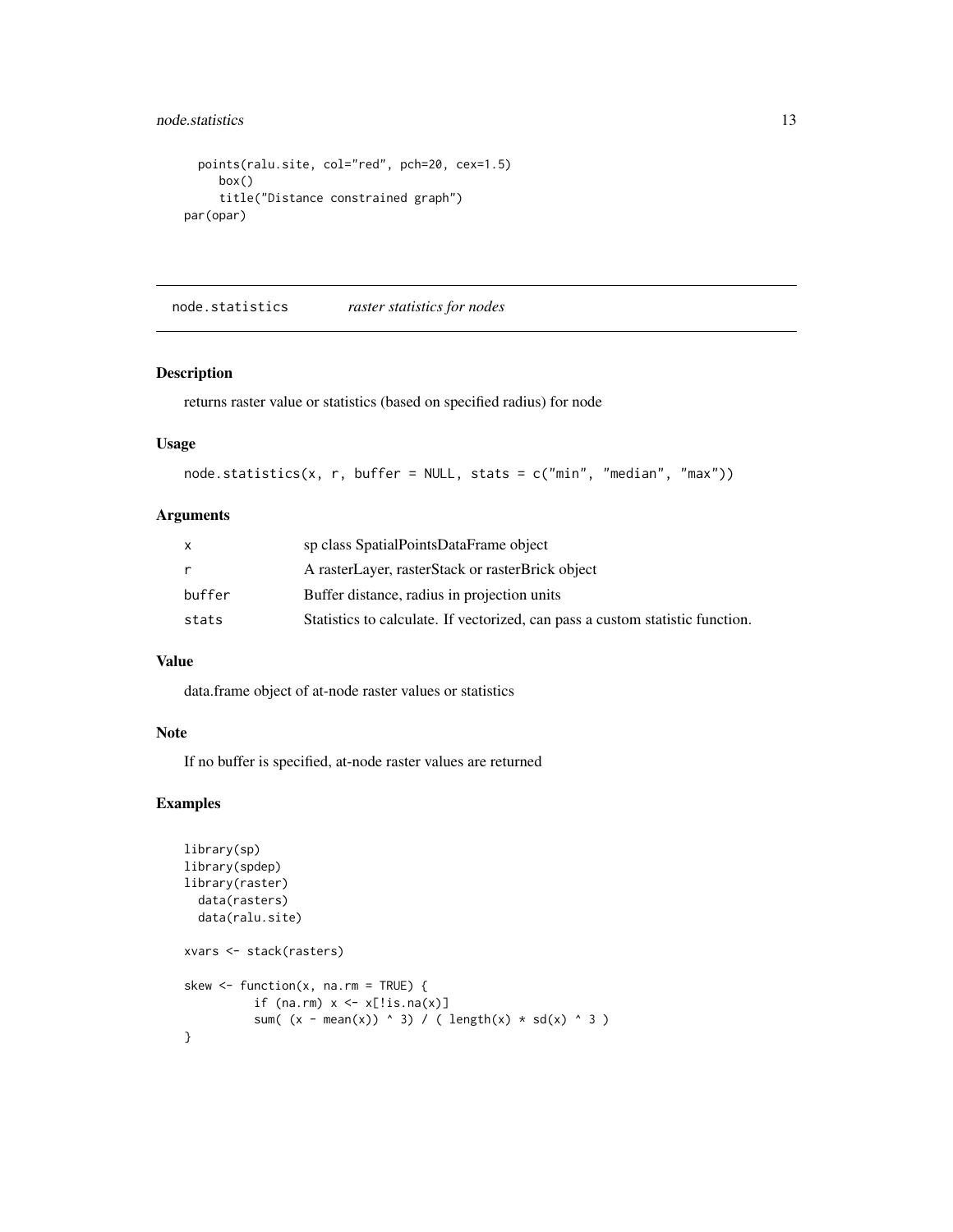```
points(ralu.site, col="red", pch=20, cex=1.5)
   box()
   title("Distance constrained graph")
par(opar)
```

## node.statistics *raster statistics for nodes*

### Description

returns raster value or statistics (based on specified radius) for node

### Usage

```
node.statistics(x, r, buffer = NULL, stats = c("min", "median", "max"))
```

### Arguments

| | |
|---|---|
| x | sp class SpatialPointsDataFrame object |
| r | A rasterLayer, rasterStack or rasterBrick object |
| buffer | Buffer distance, radius in projection units |
| stats | Statistics to calculate. If vectorized, can pass a custom statistic function. |

### Value

data.frame object of at-node raster values or statistics

### Note

If no buffer is specified, at-node raster values are returned

### Examples

```
library(sp)
library(spdep)
library(raster)
  data(rasters)
  data(ralu.site)

xvars <- stack(rasters)

skew <- function(x, na.rm = TRUE) {
          if (na.rm) x <- x[!is.na(x)]
          sum( (x - mean(x)) ^ 3) / ( length(x) * sd(x) ^ 3 )
}
```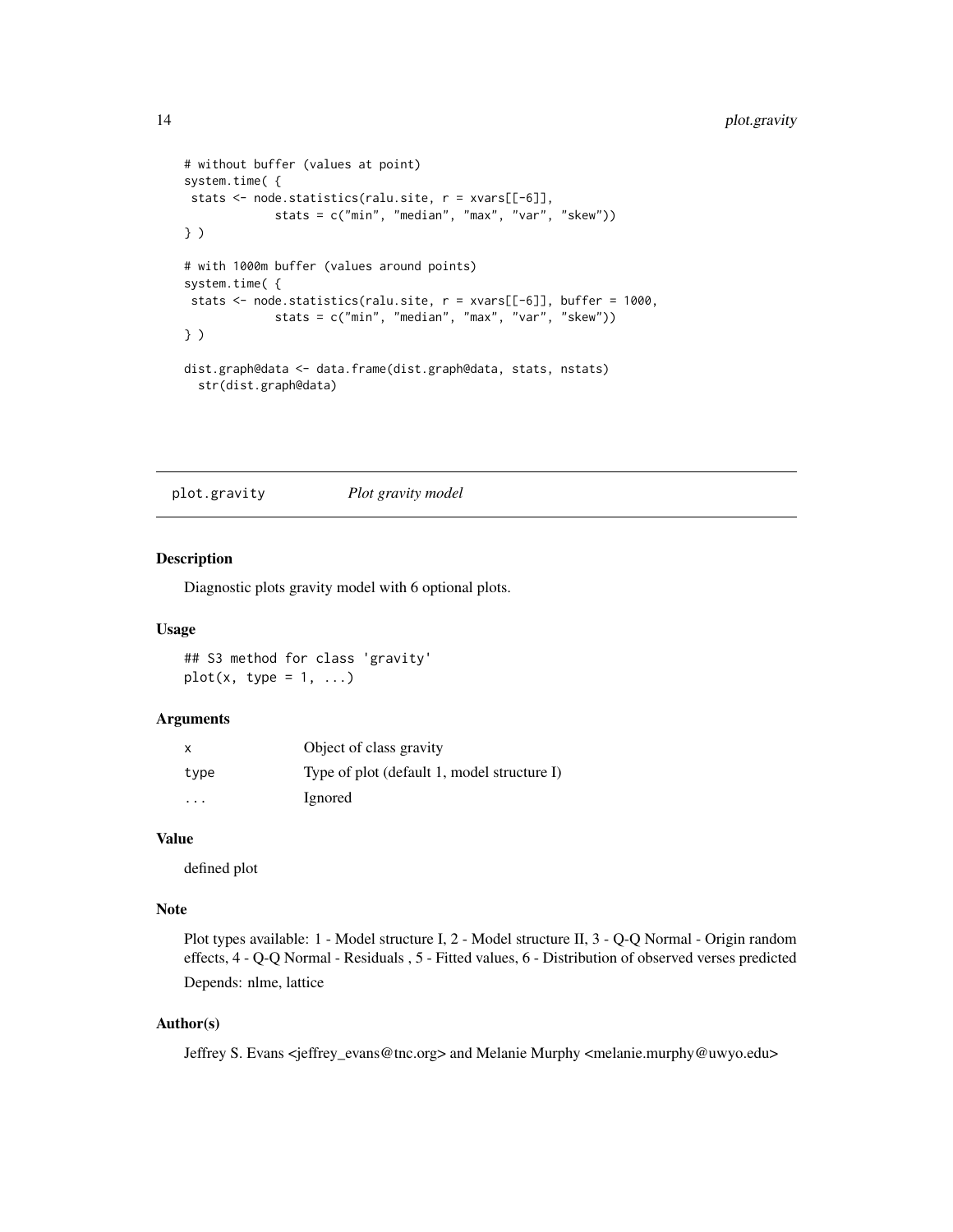```
# without buffer (values at point)
system.time( {
 stats <- node.statistics(ralu.site, r = xvars[[-6]],
            stats = c("min", "median", "max", "var", "skew"))
} )

# with 1000m buffer (values around points)
system.time( {
 stats <- node.statistics(ralu.site, r = xvars[[-6]], buffer = 1000,
            stats = c("min", "median", "max", "var", "skew"))
} )

dist.graph@data <- data.frame(dist.graph@data, stats, nstats)
  str(dist.graph@data)
```

## plot.gravity *Plot gravity model*

### Description

Diagnostic plots gravity model with 6 optional plots.

### Usage

```
## S3 method for class 'gravity'
plot(x, type = 1, ...)
```

### Arguments

| | |
|---|---|
| x | Object of class gravity |
| type | Type of plot (default 1, model structure I) |
| ... | Ignored |

### Value

defined plot

### Note

Plot types available: 1 - Model structure I, 2 - Model structure II, 3 - Q-Q Normal - Origin random effects, 4 - Q-Q Normal - Residuals , 5 - Fitted values, 6 - Distribution of observed verses predicted

Depends: nlme, lattice

### Author(s)

Jeffrey S. Evans <jeffrey_evans@tnc.org> and Melanie Murphy <melanie.murphy@uwyo.edu>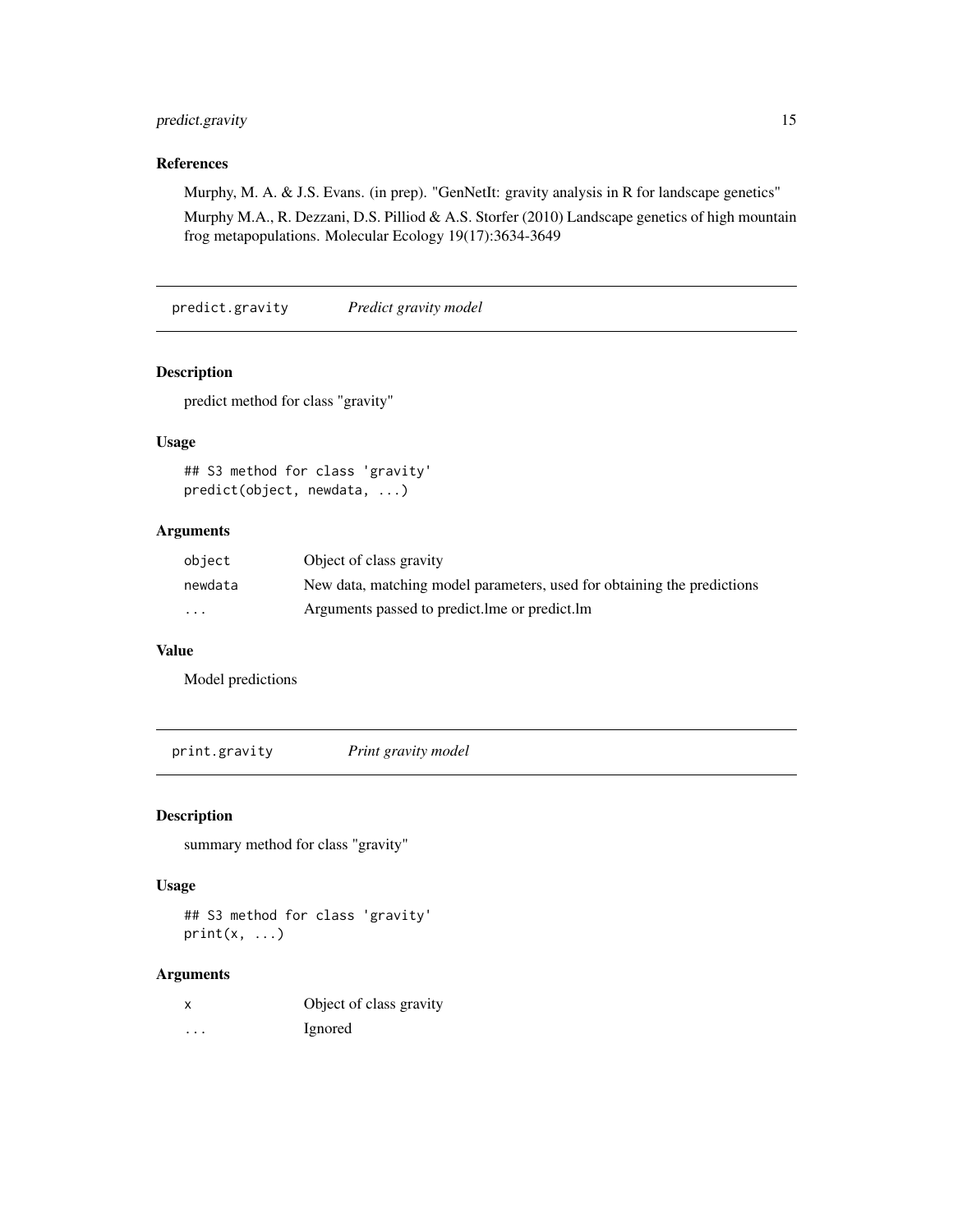### References

Murphy, M. A. & J.S. Evans. (in prep). "GenNetIt: gravity analysis in R for landscape genetics"

Murphy M.A., R. Dezzani, D.S. Pilliod & A.S. Storfer (2010) Landscape genetics of high mountain frog metapopulations. Molecular Ecology 19(17):3634-3649

---

## predict.gravity    *Predict gravity model*

### Description

predict method for class "gravity"

### Usage

```
## S3 method for class 'gravity'
predict(object, newdata, ...)
```

### Arguments

| | |
|---|---|
| `object` | Object of class gravity |
| `newdata` | New data, matching model parameters, used for obtaining the predictions |
| `...` | Arguments passed to predict.lme or predict.lm |

### Value

Model predictions

---

## print.gravity    *Print gravity model*

### Description

summary method for class "gravity"

### Usage

```
## S3 method for class 'gravity'
print(x, ...)
```

### Arguments

| | |
|---|---|
| `x` | Object of class gravity |
| `...` | Ignored |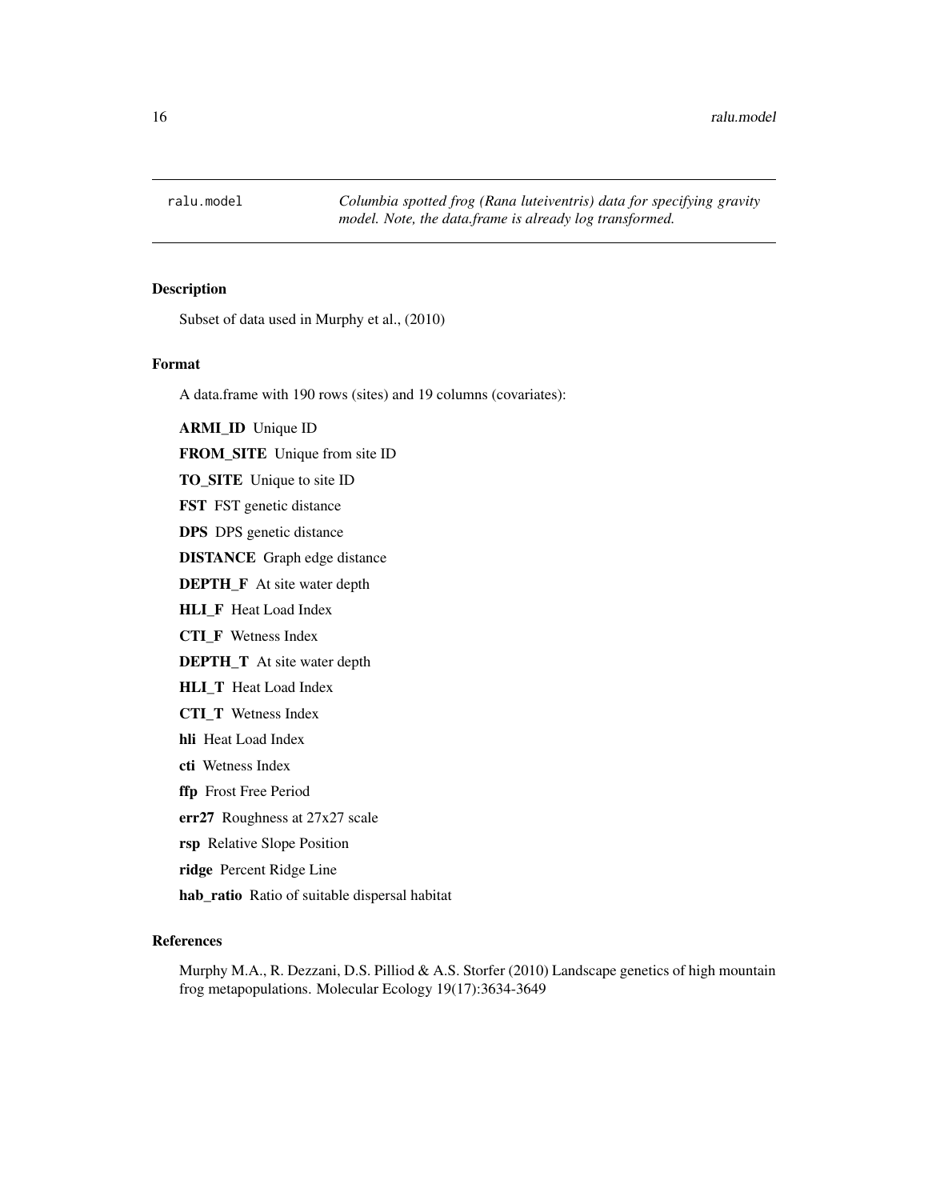ralu.model — *Columbia spotted frog (Rana luteiventris) data for specifying gravity model. Note, the data.frame is already log transformed.*

## Description

Subset of data used in Murphy et al., (2010)

## Format

A data.frame with 190 rows (sites) and 19 columns (covariates):

**ARMI_ID** Unique ID

**FROM_SITE** Unique from site ID

**TO_SITE** Unique to site ID

**FST** FST genetic distance

**DPS** DPS genetic distance

**DISTANCE** Graph edge distance

**DEPTH_F** At site water depth

**HLI_F** Heat Load Index

**CTI_F** Wetness Index

**DEPTH_T** At site water depth

**HLI_T** Heat Load Index

**CTI_T** Wetness Index

**hli** Heat Load Index

**cti** Wetness Index

**ffp** Frost Free Period

**err27** Roughness at 27x27 scale

**rsp** Relative Slope Position

**ridge** Percent Ridge Line

**hab_ratio** Ratio of suitable dispersal habitat

## References

Murphy M.A., R. Dezzani, D.S. Pilliod & A.S. Storfer (2010) Landscape genetics of high mountain frog metapopulations. Molecular Ecology 19(17):3634-3649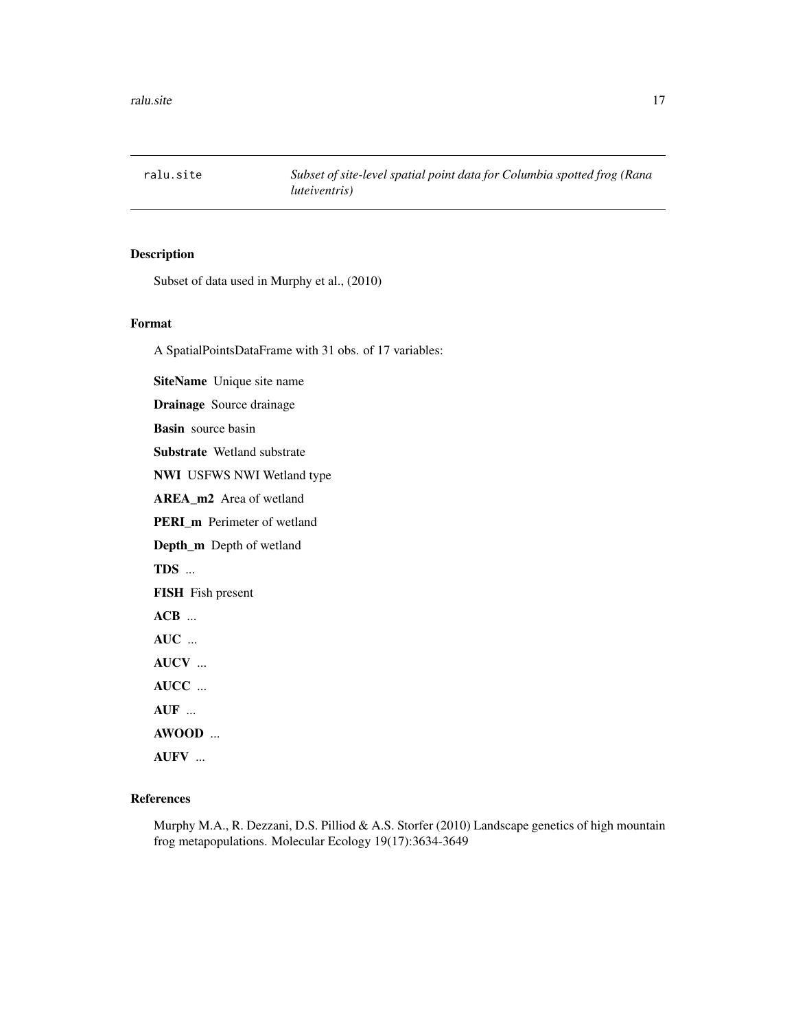## ralu.site — *Subset of site-level spatial point data for Columbia spotted frog (Rana luteiventris)*

### Description

Subset of data used in Murphy et al., (2010)

### Format

A SpatialPointsDataFrame with 31 obs. of 17 variables:

**SiteName** Unique site name

**Drainage** Source drainage

**Basin** source basin

**Substrate** Wetland substrate

**NWI** USFWS NWI Wetland type

**AREA_m2** Area of wetland

**PERI_m** Perimeter of wetland

**Depth_m** Depth of wetland

**TDS** ...

**FISH** Fish present

**ACB** ...

**AUC** ...

**AUCV** ...

**AUCC** ...

**AUF** ...

**AWOOD** ...

**AUFV** ...

### References

Murphy M.A., R. Dezzani, D.S. Pilliod & A.S. Storfer (2010) Landscape genetics of high mountain frog metapopulations. Molecular Ecology 19(17):3634-3649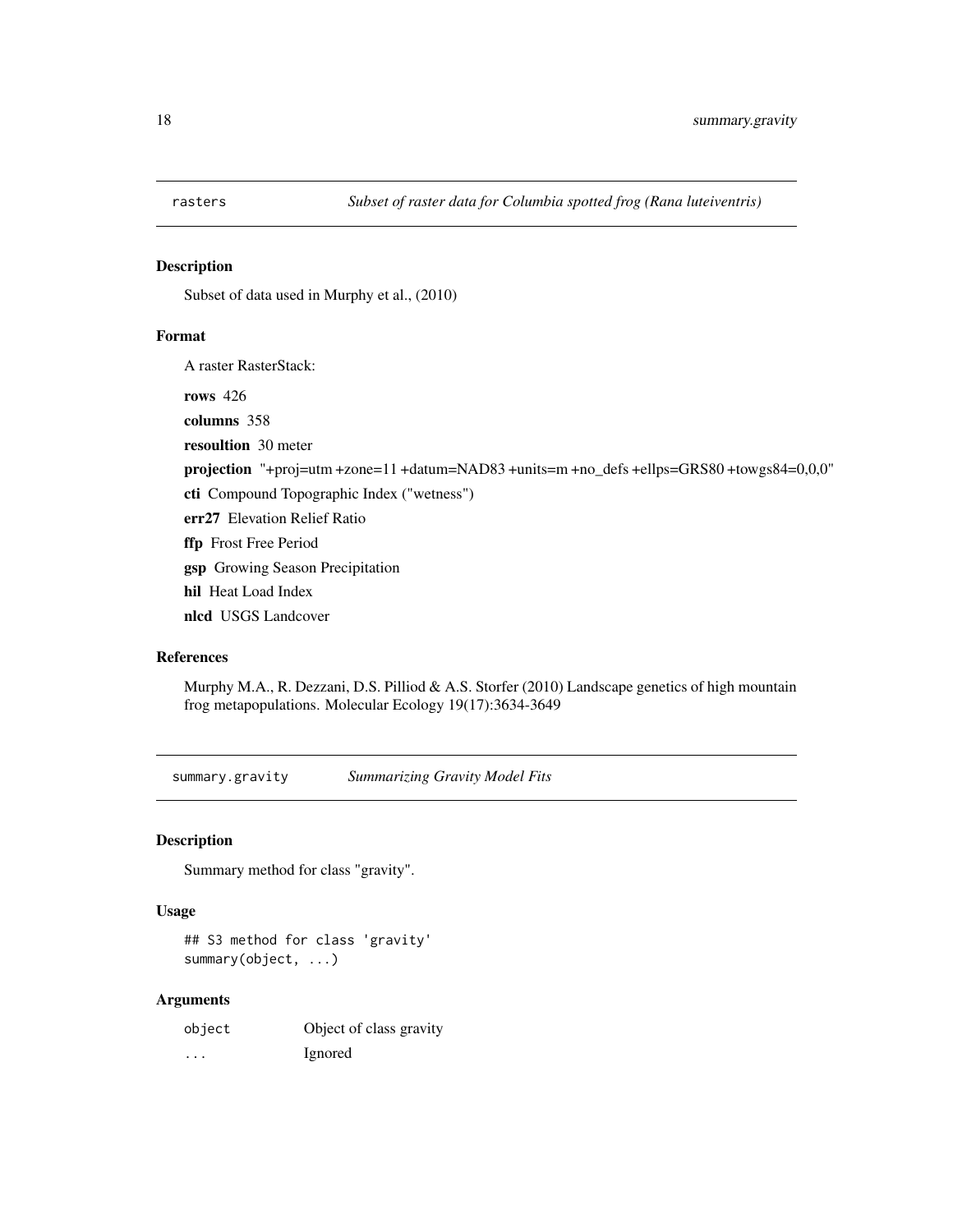## rasters — *Subset of raster data for Columbia spotted frog (Rana luteiventris)*

### Description

Subset of data used in Murphy et al., (2010)

### Format

A raster RasterStack:

**rows** 426

**columns** 358

**resoultion** 30 meter

**projection** "+proj=utm +zone=11 +datum=NAD83 +units=m +no_defs +ellps=GRS80 +towgs84=0,0,0"

**cti** Compound Topographic Index ("wetness")

**err27** Elevation Relief Ratio

**ffp** Frost Free Period

**gsp** Growing Season Precipitation

**hil** Heat Load Index

**nlcd** USGS Landcover

### References

Murphy M.A., R. Dezzani, D.S. Pilliod & A.S. Storfer (2010) Landscape genetics of high mountain frog metapopulations. Molecular Ecology 19(17):3634-3649

## summary.gravity — *Summarizing Gravity Model Fits*

### Description

Summary method for class "gravity".

### Usage

```
## S3 method for class 'gravity'
summary(object, ...)
```

### Arguments

| | |
|---|---|
| object | Object of class gravity |
| ... | Ignored |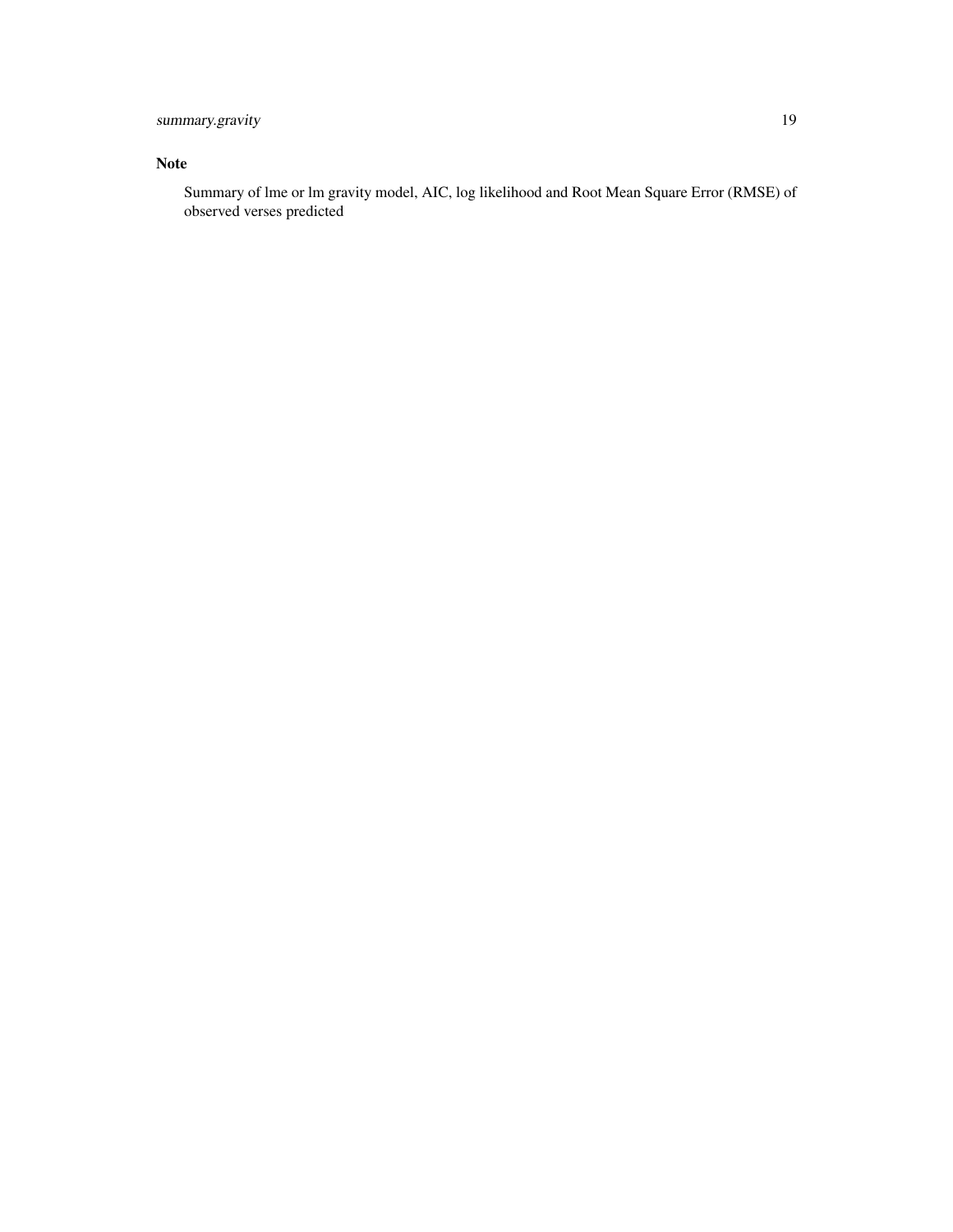## Note

Summary of lme or lm gravity model, AIC, log likelihood and Root Mean Square Error (RMSE) of observed verses predicted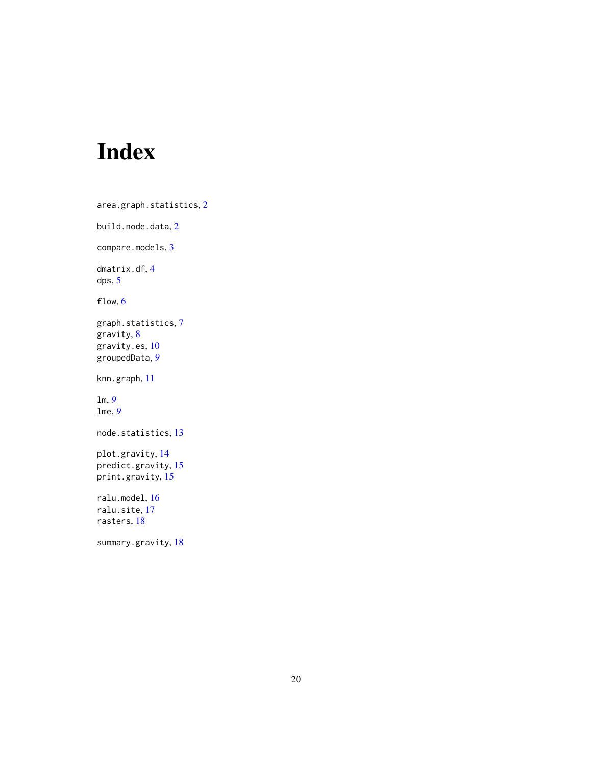# Index

area.graph.statistics, 2

build.node.data, 2

compare.models, 3

dmatrix.df, 4
dps, 5

flow, 6

graph.statistics, 7
gravity, 8
gravity.es, 10
groupedData, *9*

knn.graph, 11

lm, *9*
lme, *9*

node.statistics, 13

plot.gravity, 14
predict.gravity, 15
print.gravity, 15

ralu.model, 16
ralu.site, 17
rasters, 18

summary.gravity, 18